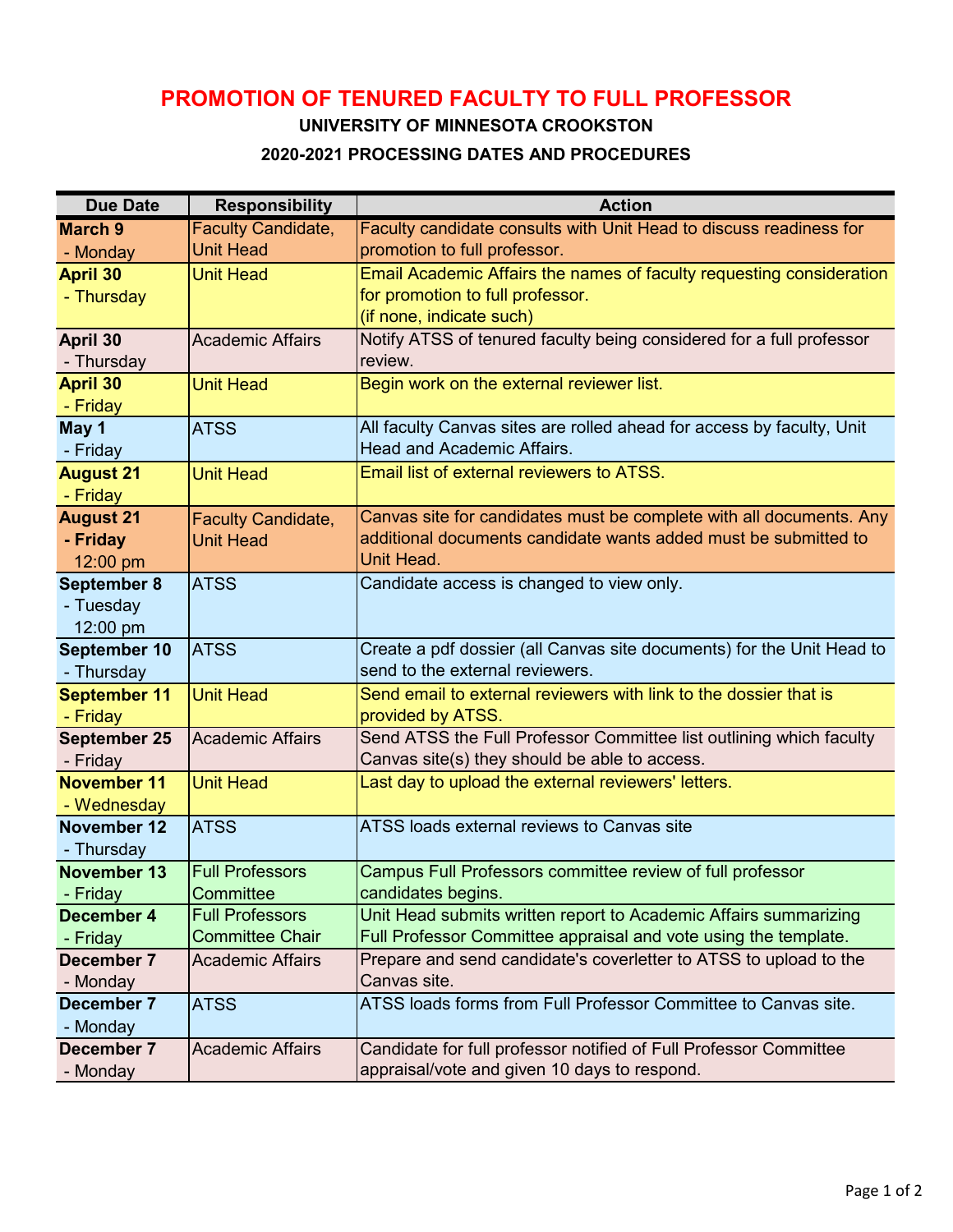# PROMOTION OF TENURED FACULTY TO FULL PROFESSOR

**UNIVERSITY OF MINNESOTA CROOKSTON**

**2020-2021 PROCESSING DATES AND PROCEDURES**

| Due Date | Responsibility | Action |
|---|---|---|
| **March 9** - Monday | Faculty Candidate, Unit Head | Faculty candidate consults with Unit Head to discuss readiness for promotion to full professor. |
| **April 30** - Thursday | Unit Head | Email Academic Affairs the names of faculty requesting consideration for promotion to full professor. (if none, indicate such) |
| **April 30** - Thursday | Academic Affairs | Notify ATSS of tenured faculty being considered for a full professor review. |
| **April 30** - Friday | Unit Head | Begin work on the external reviewer list. |
| **May 1** - Friday | ATSS | All faculty Canvas sites are rolled ahead for access by faculty, Unit Head and Academic Affairs. |
| **August 21** - Friday | Unit Head | Email list of external reviewers to ATSS. |
| **August 21** **- Friday** 12:00 pm | Faculty Candidate, Unit Head | Canvas site for candidates must be complete with all documents. Any additional documents candidate wants added must be submitted to Unit Head. |
| **September 8** - Tuesday 12:00 pm | ATSS | Candidate access is changed to view only. |
| **September 10** - Thursday | ATSS | Create a pdf dossier (all Canvas site documents) for the Unit Head to send to the external reviewers. |
| **September 11** - Friday | Unit Head | Send email to external reviewers with link to the dossier that is provided by ATSS. |
| **September 25** - Friday | Academic Affairs | Send ATSS the Full Professor Committee list outlining which faculty Canvas site(s) they should be able to access. |
| **November 11** - Wednesday | Unit Head | Last day to upload the external reviewers' letters. |
| **November 12** - Thursday | ATSS | ATSS loads external reviews to Canvas site |
| **November 13** - Friday | Full Professors Committee | Campus Full Professors committee review of full professor candidates begins. |
| **December 4** - Friday | Full Professors Committee Chair | Unit Head submits written report to Academic Affairs summarizing Full Professor Committee appraisal and vote using the template. |
| **December 7** - Monday | Academic Affairs | Prepare and send candidate's coverletter to ATSS to upload to the Canvas site. |
| **December 7** - Monday | ATSS | ATSS loads forms from Full Professor Committee to Canvas site. |
| **December 7** - Monday | Academic Affairs | Candidate for full professor notified of Full Professor Committee appraisal/vote and given 10 days to respond. |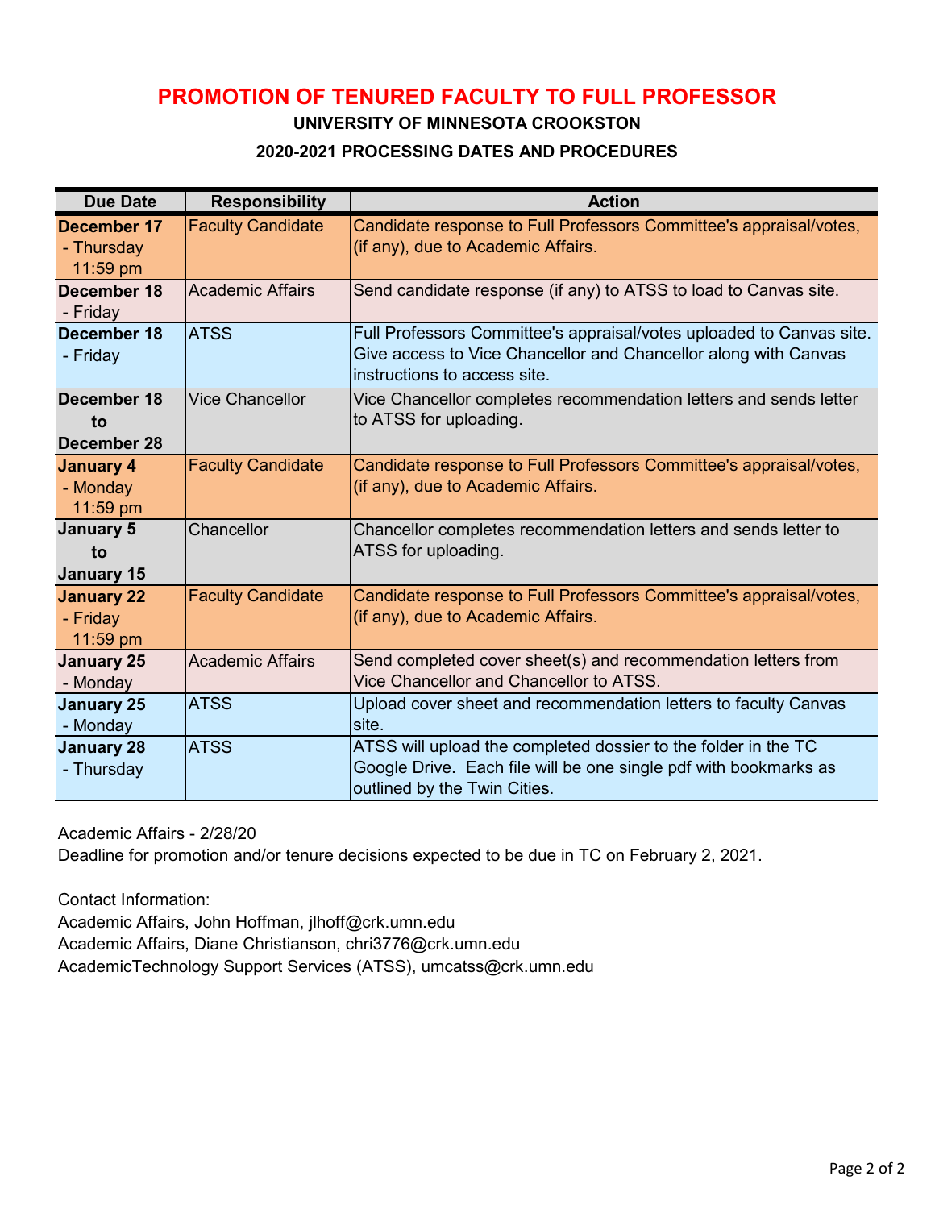# PROMOTION OF TENURED FACULTY TO FULL PROFESSOR

### UNIVERSITY OF MINNESOTA CROOKSTON

### 2020-2021 PROCESSING DATES AND PROCEDURES

| Due Date | Responsibility | Action |
|---|---|---|
| **December 17** - Thursday 11:59 pm | Faculty Candidate | Candidate response to Full Professors Committee's appraisal/votes, (if any), due to Academic Affairs. |
| **December 18** - Friday | Academic Affairs | Send candidate response (if any) to ATSS to load to Canvas site. |
| **December 18** - Friday | ATSS | Full Professors Committee's appraisal/votes uploaded to Canvas site. Give access to Vice Chancellor and Chancellor along with Canvas instructions to access site. |
| **December 18 to December 28** | Vice Chancellor | Vice Chancellor completes recommendation letters and sends letter to ATSS for uploading. |
| **January 4** - Monday 11:59 pm | Faculty Candidate | Candidate response to Full Professors Committee's appraisal/votes, (if any), due to Academic Affairs. |
| **January 5 to January 15** | Chancellor | Chancellor completes recommendation letters and sends letter to ATSS for uploading. |
| **January 22** - Friday 11:59 pm | Faculty Candidate | Candidate response to Full Professors Committee's appraisal/votes, (if any), due to Academic Affairs. |
| **January 25** - Monday | Academic Affairs | Send completed cover sheet(s) and recommendation letters from Vice Chancellor and Chancellor to ATSS. |
| **January 25** - Monday | ATSS | Upload cover sheet and recommendation letters to faculty Canvas site. |
| **January 28** - Thursday | ATSS | ATSS will upload the completed dossier to the folder in the TC Google Drive. Each file will be one single pdf with bookmarks as outlined by the Twin Cities. |

Academic Affairs - 2/28/20

Deadline for promotion and/or tenure decisions expected to be due in TC on February 2, 2021.

Contact Information:

Academic Affairs, John Hoffman, jlhoff@crk.umn.edu

Academic Affairs, Diane Christianson, chri3776@crk.umn.edu

AcademicTechnology Support Services (ATSS), umcatss@crk.umn.edu